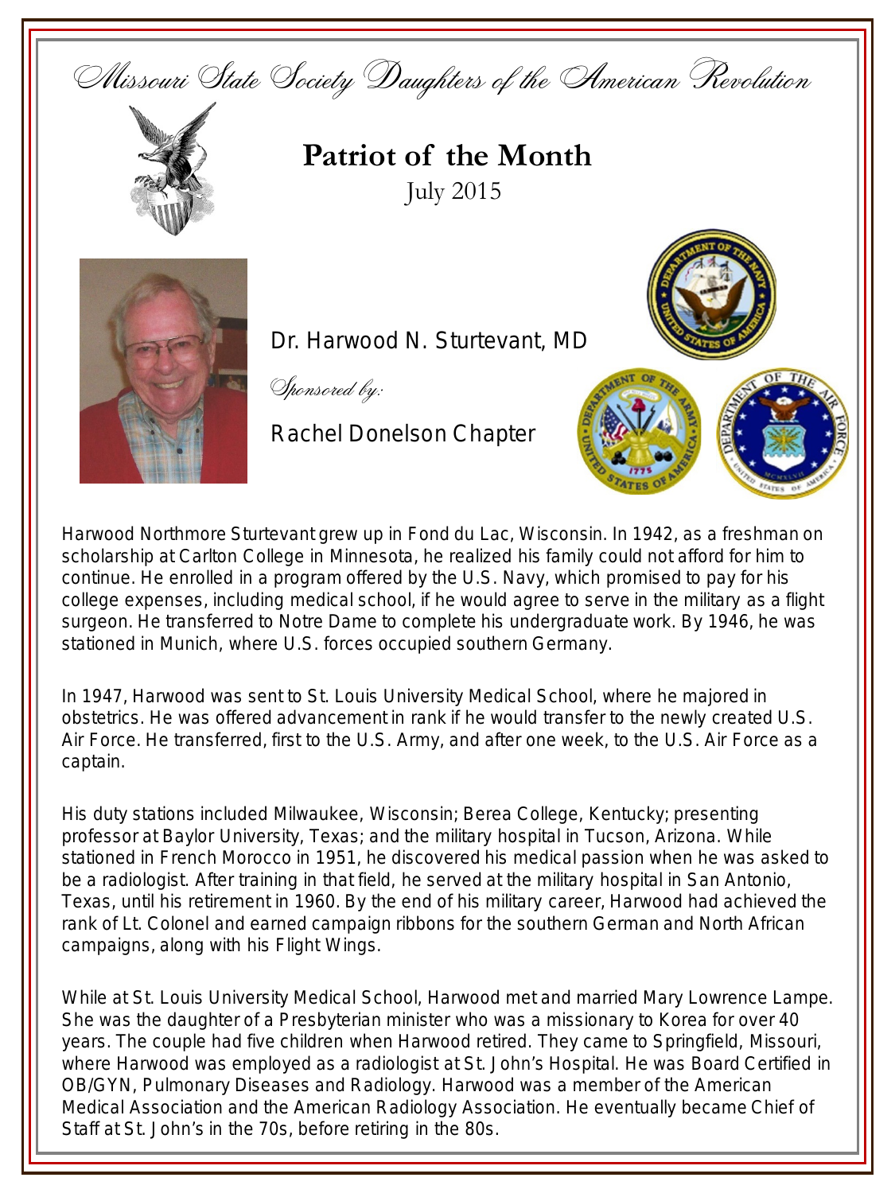*Missouri State Society Daughters of the American Revolution*

# Patriot of the Month

July 2015

Dr. Harwood N. Sturtevant, MD

*Sponsored by:*

Rachel Donelson Chapter

Harwood Northmore Sturtevant grew up in Fond du Lac, Wisconsin. In 1942, as a freshman on scholarship at Carlton College in Minnesota, he realized his family could not afford for him to continue. He enrolled in a program offered by the U.S. Navy, which promised to pay for his college expenses, including medical school, if he would agree to serve in the military as a flight surgeon. He transferred to Notre Dame to complete his undergraduate work. By 1946, he was stationed in Munich, where U.S. forces occupied southern Germany.

In 1947, Harwood was sent to St. Louis University Medical School, where he majored in obstetrics. He was offered advancement in rank if he would transfer to the newly created U.S. Air Force. He transferred, first to the U.S. Army, and after one week, to the U.S. Air Force as a captain.

His duty stations included Milwaukee, Wisconsin; Berea College, Kentucky; presenting professor at Baylor University, Texas; and the military hospital in Tucson, Arizona. While stationed in French Morocco in 1951, he discovered his medical passion when he was asked to be a radiologist. After training in that field, he served at the military hospital in San Antonio, Texas, until his retirement in 1960. By the end of his military career, Harwood had achieved the rank of Lt. Colonel and earned campaign ribbons for the southern German and North African campaigns, along with his Flight Wings.

While at St. Louis University Medical School, Harwood met and married Mary Lowrence Lampe. She was the daughter of a Presbyterian minister who was a missionary to Korea for over 40 years. The couple had five children when Harwood retired. They came to Springfield, Missouri, where Harwood was employed as a radiologist at St. John's Hospital. He was Board Certified in OB/GYN, Pulmonary Diseases and Radiology. Harwood was a member of the American Medical Association and the American Radiology Association. He eventually became Chief of Staff at St. John's in the 70s, before retiring in the 80s.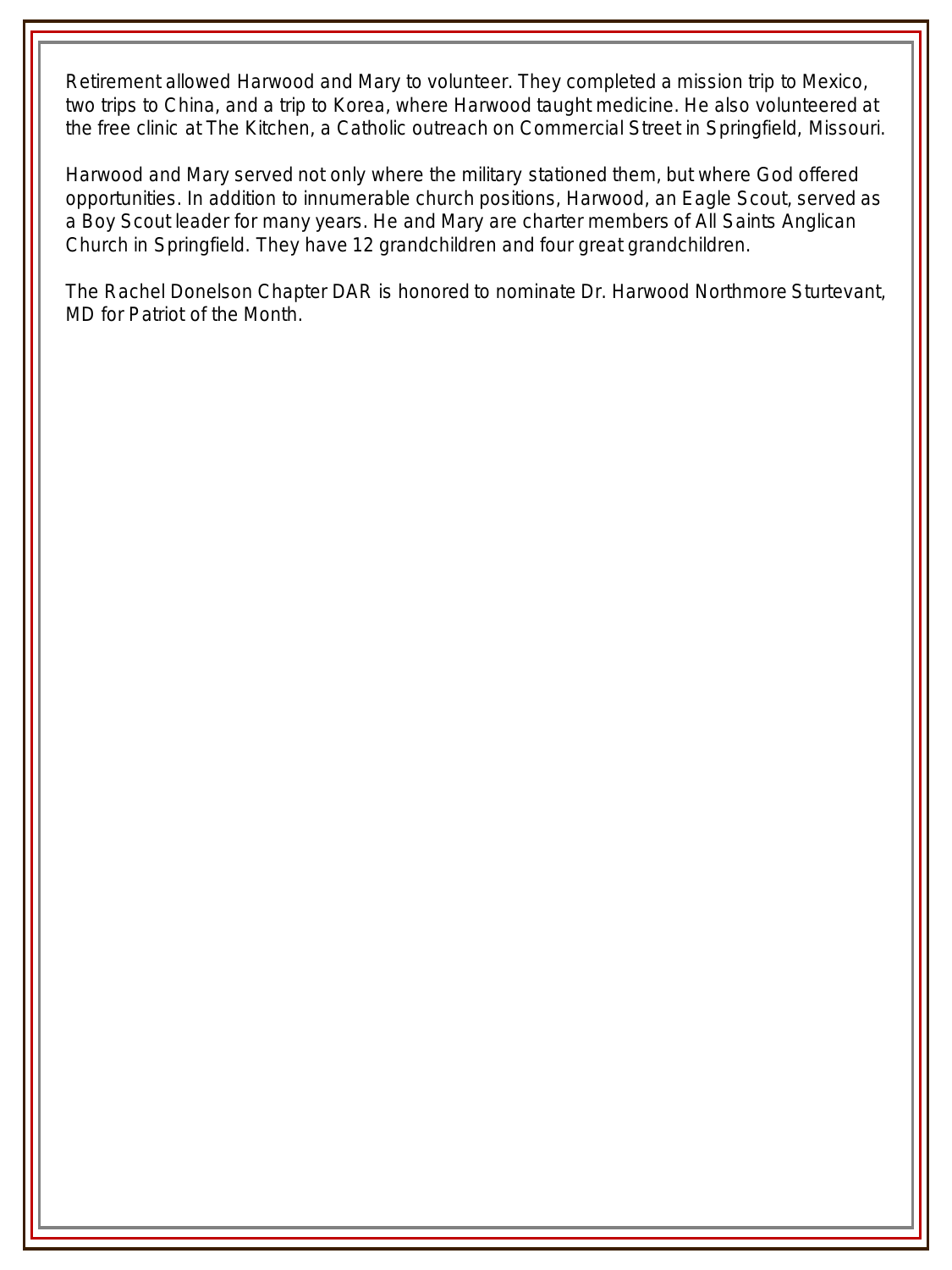Retirement allowed Harwood and Mary to volunteer. They completed a mission trip to Mexico, two trips to China, and a trip to Korea, where Harwood taught medicine. He also volunteered at the free clinic at The Kitchen, a Catholic outreach on Commercial Street in Springfield, Missouri.

Harwood and Mary served not only where the military stationed them, but where God offered opportunities. In addition to innumerable church positions, Harwood, an Eagle Scout, served as a Boy Scout leader for many years. He and Mary are charter members of All Saints Anglican Church in Springfield. They have 12 grandchildren and four great grandchildren.

The Rachel Donelson Chapter DAR is honored to nominate Dr. Harwood Northmore Sturtevant, MD for Patriot of the Month.